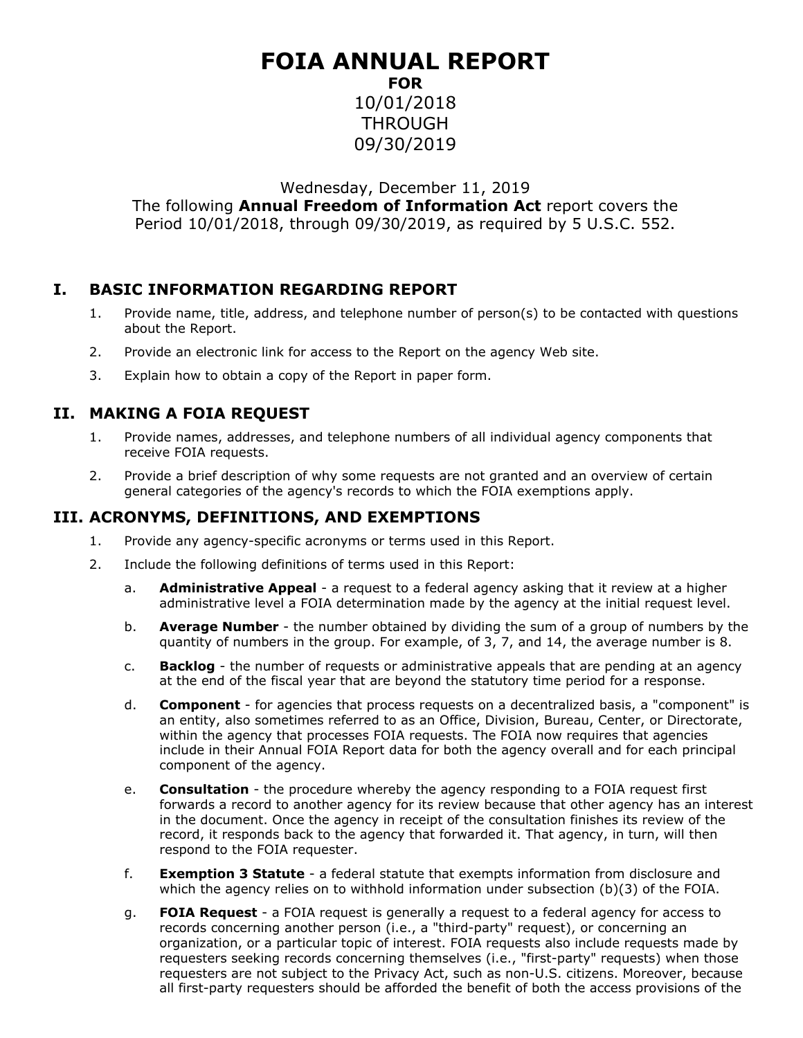# FOIA ANNUAL REPORT

**FOR**

10/01/2018
THROUGH
09/30/2019

Wednesday, December 11, 2019
The following **Annual Freedom of Information Act** report covers the Period 10/01/2018, through 09/30/2019, as required by 5 U.S.C. 552.

## I. BASIC INFORMATION REGARDING REPORT

1. Provide name, title, address, and telephone number of person(s) to be contacted with questions about the Report.
2. Provide an electronic link for access to the Report on the agency Web site.
3. Explain how to obtain a copy of the Report in paper form.

## II. MAKING A FOIA REQUEST

1. Provide names, addresses, and telephone numbers of all individual agency components that receive FOIA requests.
2. Provide a brief description of why some requests are not granted and an overview of certain general categories of the agency's records to which the FOIA exemptions apply.

## III. ACRONYMS, DEFINITIONS, AND EXEMPTIONS

1. Provide any agency-specific acronyms or terms used in this Report.
2. Include the following definitions of terms used in this Report:
    a. **Administrative Appeal** - a request to a federal agency asking that it review at a higher administrative level a FOIA determination made by the agency at the initial request level.
    b. **Average Number** - the number obtained by dividing the sum of a group of numbers by the quantity of numbers in the group. For example, of 3, 7, and 14, the average number is 8.
    c. **Backlog** - the number of requests or administrative appeals that are pending at an agency at the end of the fiscal year that are beyond the statutory time period for a response.
    d. **Component** - for agencies that process requests on a decentralized basis, a "component" is an entity, also sometimes referred to as an Office, Division, Bureau, Center, or Directorate, within the agency that processes FOIA requests. The FOIA now requires that agencies include in their Annual FOIA Report data for both the agency overall and for each principal component of the agency.
    e. **Consultation** - the procedure whereby the agency responding to a FOIA request first forwards a record to another agency for its review because that other agency has an interest in the document. Once the agency in receipt of the consultation finishes its review of the record, it responds back to the agency that forwarded it. That agency, in turn, will then respond to the FOIA requester.
    f. **Exemption 3 Statute** - a federal statute that exempts information from disclosure and which the agency relies on to withhold information under subsection (b)(3) of the FOIA.
    g. **FOIA Request** - a FOIA request is generally a request to a federal agency for access to records concerning another person (i.e., a "third-party" request), or concerning an organization, or a particular topic of interest. FOIA requests also include requests made by requesters seeking records concerning themselves (i.e., "first-party" requests) when those requesters are not subject to the Privacy Act, such as non-U.S. citizens. Moreover, because all first-party requesters should be afforded the benefit of both the access provisions of the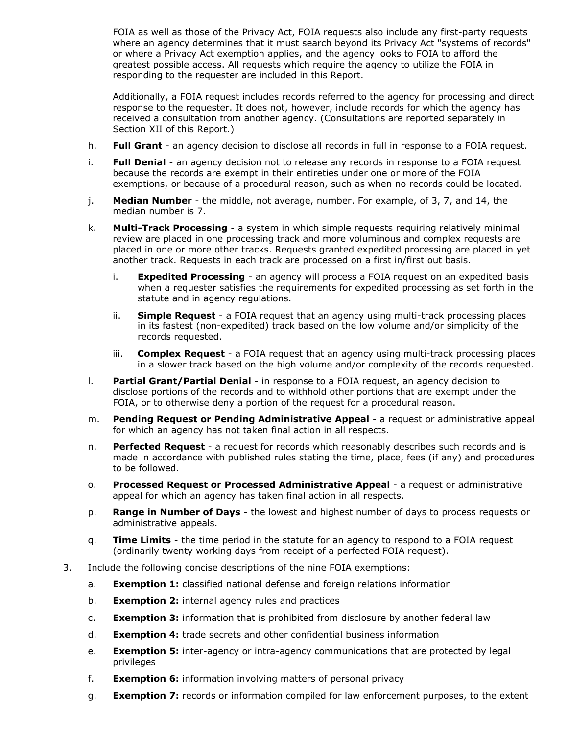FOIA as well as those of the Privacy Act, FOIA requests also include any first-party requests where an agency determines that it must search beyond its Privacy Act "systems of records" or where a Privacy Act exemption applies, and the agency looks to FOIA to afford the greatest possible access. All requests which require the agency to utilize the FOIA in responding to the requester are included in this Report.

Additionally, a FOIA request includes records referred to the agency for processing and direct response to the requester. It does not, however, include records for which the agency has received a consultation from another agency. (Consultations are reported separately in Section XII of this Report.)

h. **Full Grant** - an agency decision to disclose all records in full in response to a FOIA request.

i. **Full Denial** - an agency decision not to release any records in response to a FOIA request because the records are exempt in their entireties under one or more of the FOIA exemptions, or because of a procedural reason, such as when no records could be located.

j. **Median Number** - the middle, not average, number. For example, of 3, 7, and 14, the median number is 7.

k. **Multi-Track Processing** - a system in which simple requests requiring relatively minimal review are placed in one processing track and more voluminous and complex requests are placed in one or more other tracks. Requests granted expedited processing are placed in yet another track. Requests in each track are processed on a first in/first out basis.

    i. **Expedited Processing** - an agency will process a FOIA request on an expedited basis when a requester satisfies the requirements for expedited processing as set forth in the statute and in agency regulations.

    ii. **Simple Request** - a FOIA request that an agency using multi-track processing places in its fastest (non-expedited) track based on the low volume and/or simplicity of the records requested.

    iii. **Complex Request** - a FOIA request that an agency using multi-track processing places in a slower track based on the high volume and/or complexity of the records requested.

l. **Partial Grant/Partial Denial** - in response to a FOIA request, an agency decision to disclose portions of the records and to withhold other portions that are exempt under the FOIA, or to otherwise deny a portion of the request for a procedural reason.

m. **Pending Request or Pending Administrative Appeal** - a request or administrative appeal for which an agency has not taken final action in all respects.

n. **Perfected Request** - a request for records which reasonably describes such records and is made in accordance with published rules stating the time, place, fees (if any) and procedures to be followed.

o. **Processed Request or Processed Administrative Appeal** - a request or administrative appeal for which an agency has taken final action in all respects.

p. **Range in Number of Days** - the lowest and highest number of days to process requests or administrative appeals.

q. **Time Limits** - the time period in the statute for an agency to respond to a FOIA request (ordinarily twenty working days from receipt of a perfected FOIA request).

3. Include the following concise descriptions of the nine FOIA exemptions:

    a. **Exemption 1:** classified national defense and foreign relations information

    b. **Exemption 2:** internal agency rules and practices

    c. **Exemption 3:** information that is prohibited from disclosure by another federal law

    d. **Exemption 4:** trade secrets and other confidential business information

    e. **Exemption 5:** inter-agency or intra-agency communications that are protected by legal privileges

    f. **Exemption 6:** information involving matters of personal privacy

    g. **Exemption 7:** records or information compiled for law enforcement purposes, to the extent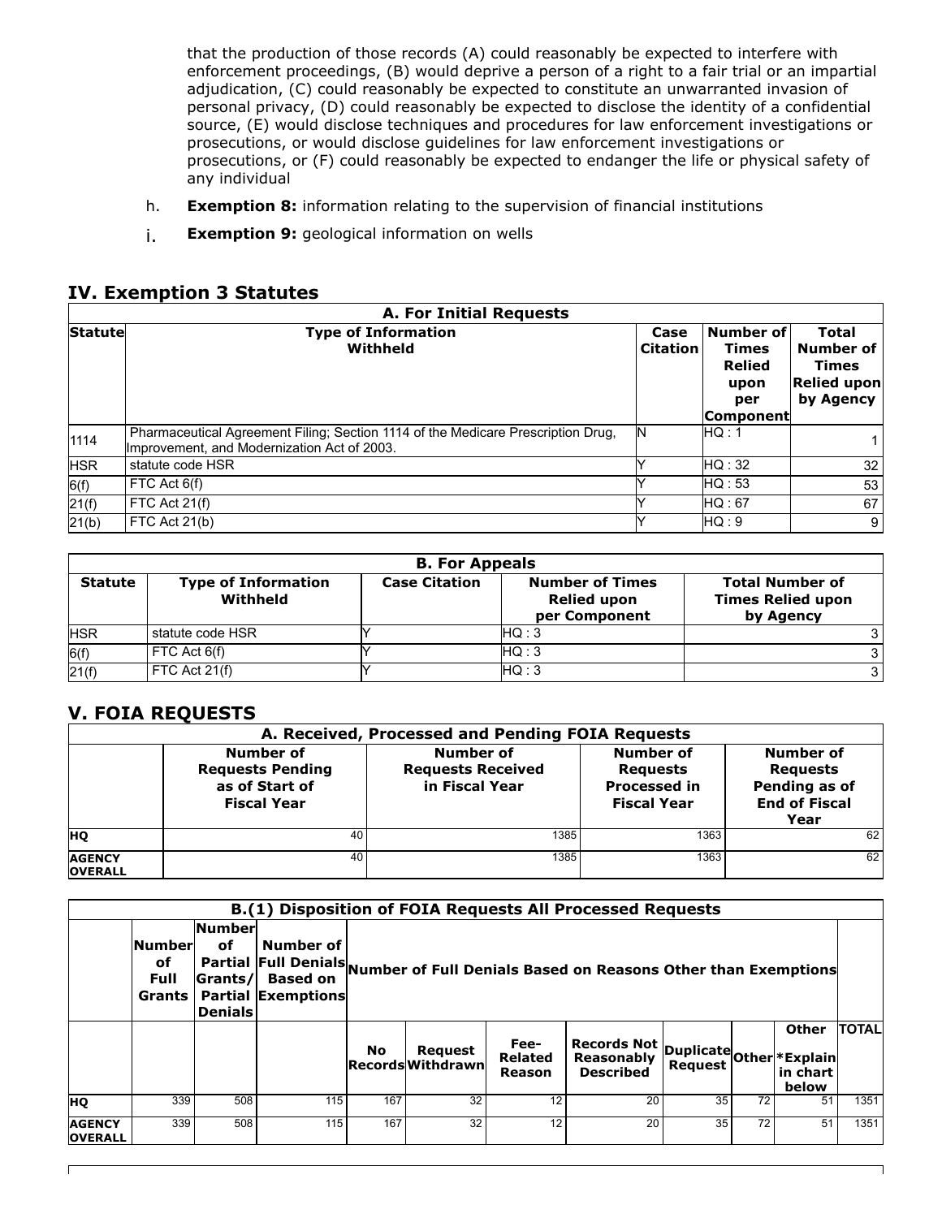that the production of those records (A) could reasonably be expected to interfere with enforcement proceedings, (B) would deprive a person of a right to a fair trial or an impartial adjudication, (C) could reasonably be expected to constitute an unwarranted invasion of personal privacy, (D) could reasonably be expected to disclose the identity of a confidential source, (E) would disclose techniques and procedures for law enforcement investigations or prosecutions, or would disclose guidelines for law enforcement investigations or prosecutions, or (F) could reasonably be expected to endanger the life or physical safety of any individual

h. **Exemption 8:** information relating to the supervision of financial institutions

i. **Exemption 9:** geological information on wells

## IV. Exemption 3 Statutes

**A. For Initial Requests**

| Statute | Type of Information Withheld | Case Citation | Number of Times Relied upon per Component | Total Number of Times Relied upon by Agency |
|---|---|---|---|---|
| 1114 | Pharmaceutical Agreement Filing; Section 1114 of the Medicare Prescription Drug, Improvement, and Modernization Act of 2003. | N | HQ : 1 | 1 |
| HSR | statute code HSR | Y | HQ : 32 | 32 |
| 6(f) | FTC Act 6(f) | Y | HQ : 53 | 53 |
| 21(f) | FTC Act 21(f) | Y | HQ : 67 | 67 |
| 21(b) | FTC Act 21(b) | Y | HQ : 9 | 9 |

**B. For Appeals**

| Statute | Type of Information Withheld | Case Citation | Number of Times Relied upon per Component | Total Number of Times Relied upon by Agency |
|---|---|---|---|---|
| HSR | statute code HSR | Y | HQ : 3 | 3 |
| 6(f) | FTC Act 6(f) | Y | HQ : 3 | 3 |
| 21(f) | FTC Act 21(f) | Y | HQ : 3 | 3 |

## V. FOIA REQUESTS

**A. Received, Processed and Pending FOIA Requests**

| | Number of Requests Pending as of Start of Fiscal Year | Number of Requests Received in Fiscal Year | Number of Requests Processed in Fiscal Year | Number of Requests Pending as of End of Fiscal Year |
|---|---|---|---|---|
| **HQ** | 40 | 1385 | 1363 | 62 |
| **AGENCY OVERALL** | 40 | 1385 | 1363 | 62 |

**B.(1) Disposition of FOIA Requests All Processed Requests**

| | Number of Full Grants | Number of Partial Grants/ Partial Denials | Number of Full Denials Based on Exemptions | Number of Full Denials Based on Reasons Other than Exemptions | | | | | | | TOTAL |
|---|---|---|---|---|---|---|---|---|---|---|---|
| | | | | No Records | Request Withdrawn | Fee-Related Reason | Records Not Reasonably Described | Duplicate Request | Other | Other *Explain in chart below | |
| **HQ** | 339 | 508 | 115 | 167 | 32 | 12 | 20 | 35 | 72 | 51 | 1351 |
| **AGENCY OVERALL** | 339 | 508 | 115 | 167 | 32 | 12 | 20 | 35 | 72 | 51 | 1351 |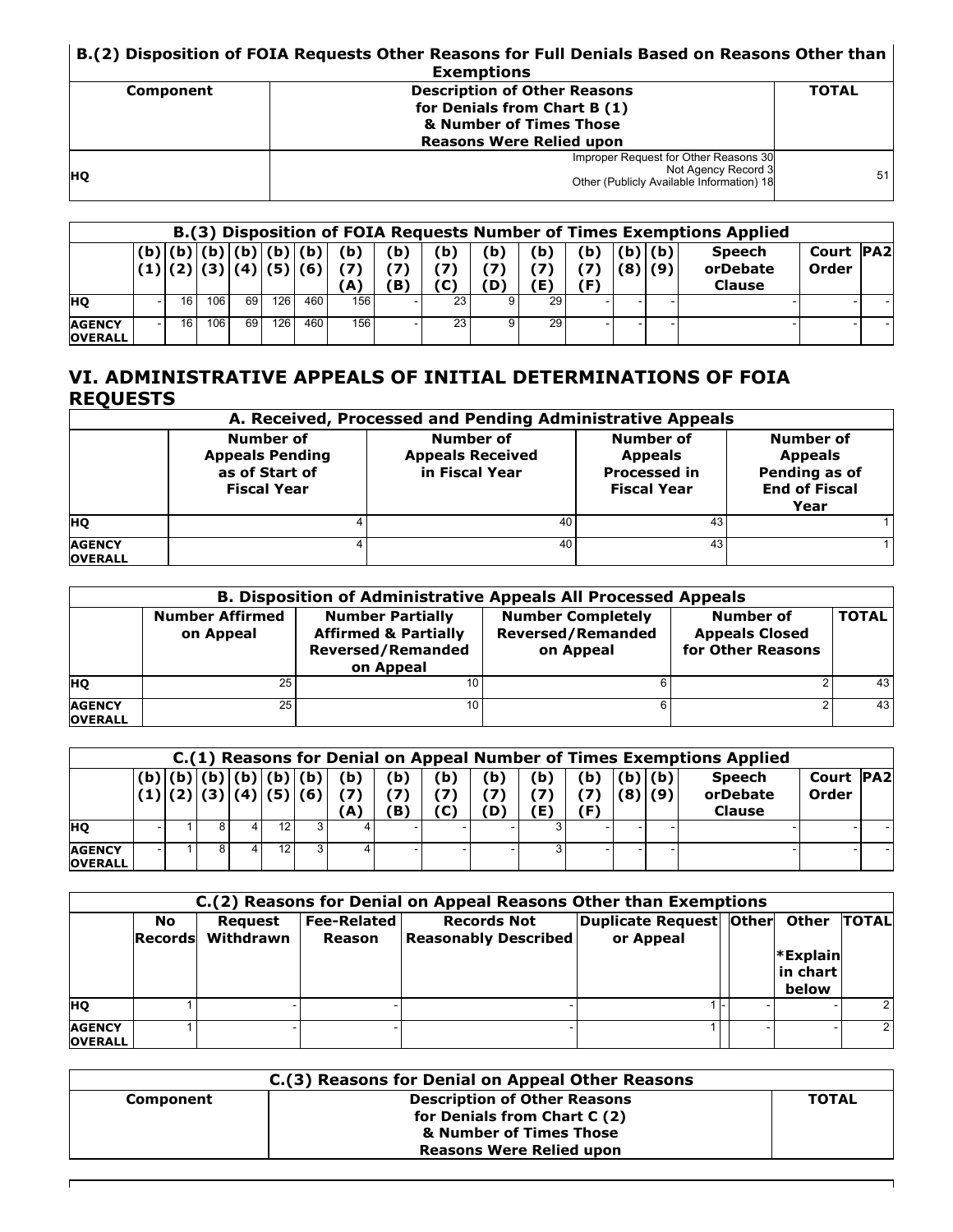| B.(2) Disposition of FOIA Requests Other Reasons for Full Denials Based on Reasons Other than Exemptions | | |
|---|---|---|
| **Component** | **Description of Other Reasons for Denials from Chart B (1) & Number of Times Those Reasons Were Relied upon** | **TOTAL** |
| **HQ** | Improper Request for Other Reasons 30<br>Not Agency Record 3<br>Other (Publicly Available Information) 18 | 51 |

| B.(3) Disposition of FOIA Requests Number of Times Exemptions Applied | | | | | | | | | | | | | | | | | |
|---|---|---|---|---|---|---|---|---|---|---|---|---|---|---|---|---|---|
| | (b)(1) | (b)(2) | (b)(3) | (b)(4) | (b)(5) | (b)(6) | (b)(7)(A) | (b)(7)(B) | (b)(7)(C) | (b)(7)(D) | (b)(7)(E) | (b)(7)(F) | (b)(8) | (b)(9) | Speech orDebate Clause | Court Order | PA2 |
| **HQ** | - | 16 | 106 | 69 | 126 | 460 | 156 | - | 23 | 9 | 29 | - | - | - | - | - | - |
| **AGENCY OVERALL** | - | 16 | 106 | 69 | 126 | 460 | 156 | - | 23 | 9 | 29 | - | - | - | - | - | - |

## VI. ADMINISTRATIVE APPEALS OF INITIAL DETERMINATIONS OF FOIA REQUESTS

| A. Received, Processed and Pending Administrative Appeals | | | | |
|---|---|---|---|---|
| | **Number of Appeals Pending as of Start of Fiscal Year** | **Number of Appeals Received in Fiscal Year** | **Number of Appeals Processed in Fiscal Year** | **Number of Appeals Pending as of End of Fiscal Year** |
| **HQ** | 4 | 40 | 43 | 1 |
| **AGENCY OVERALL** | 4 | 40 | 43 | 1 |

| B. Disposition of Administrative Appeals All Processed Appeals | | | | | |
|---|---|---|---|---|---|
| | **Number Affirmed on Appeal** | **Number Partially Affirmed & Partially Reversed/Remanded on Appeal** | **Number Completely Reversed/Remanded on Appeal** | **Number of Appeals Closed for Other Reasons** | **TOTAL** |
| **HQ** | 25 | 10 | 6 | 2 | 43 |
| **AGENCY OVERALL** | 25 | 10 | 6 | 2 | 43 |

| C.(1) Reasons for Denial on Appeal Number of Times Exemptions Applied | | | | | | | | | | | | | | | | | |
|---|---|---|---|---|---|---|---|---|---|---|---|---|---|---|---|---|---|
| | (b)(1) | (b)(2) | (b)(3) | (b)(4) | (b)(5) | (b)(6) | (b)(7)(A) | (b)(7)(B) | (b)(7)(C) | (b)(7)(D) | (b)(7)(E) | (b)(7)(F) | (b)(8) | (b)(9) | Speech orDebate Clause | Court Order | PA2 |
| **HQ** | - | 1 | 8 | 4 | 12 | 3 | 4 | - | - | - | 3 | - | - | - | - | - | - |
| **AGENCY OVERALL** | - | 1 | 8 | 4 | 12 | 3 | 4 | - | - | - | 3 | - | - | - | - | - | - |

| C.(2) Reasons for Denial on Appeal Reasons Other than Exemptions | | | | | | | | |
|---|---|---|---|---|---|---|---|---|
| | **No Records** | **Request Withdrawn** | **Fee-Related Reason** | **Records Not Reasonably Described** | **Duplicate Request or Appeal** | **Other** | **Other *Explain in chart below** | **TOTAL** |
| **HQ** | 1 | - | - | - | 1 | - | - | 2 |
| **AGENCY OVERALL** | 1 | - | - | - | 1 | - | - | 2 |

| C.(3) Reasons for Denial on Appeal Other Reasons | | |
|---|---|---|
| **Component** | **Description of Other Reasons for Denials from Chart C (2) & Number of Times Those Reasons Were Relied upon** | **TOTAL** |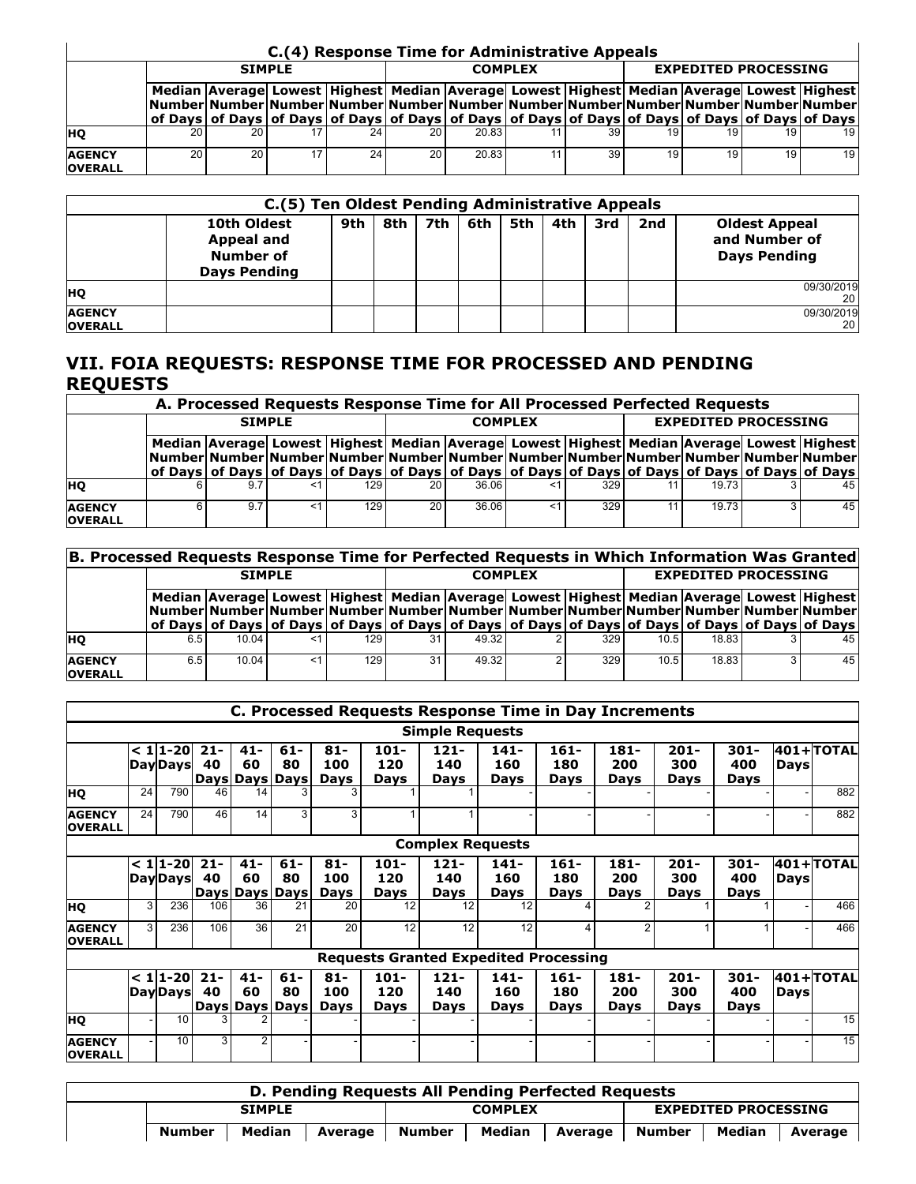### C.(4) Response Time for Administrative Appeals

| | SIMPLE | | | | COMPLEX | | | | EXPEDITED PROCESSING | | | |
|---|---|---|---|---|---|---|---|---|---|---|---|---|
| | Median Number of Days | Average Number of Days | Lowest Number of Days | Highest Number of Days | Median Number of Days | Average Number of Days | Lowest Number of Days | Highest Number of Days | Median Number of Days | Average Number of Days | Lowest Number of Days | Highest Number of Days |
| **HQ** | 20 | 20 | 17 | 24 | 20 | 20.83 | 11 | 39 | 19 | 19 | 19 | 19 |
| **AGENCY OVERALL** | 20 | 20 | 17 | 24 | 20 | 20.83 | 11 | 39 | 19 | 19 | 19 | 19 |

### C.(5) Ten Oldest Pending Administrative Appeals

| | 10th Oldest Appeal and Number of Days Pending | 9th | 8th | 7th | 6th | 5th | 4th | 3rd | 2nd | Oldest Appeal and Number of Days Pending |
|---|---|---|---|---|---|---|---|---|---|---|
| **HQ** | | | | | | | | | | 09/30/2019 20 |
| **AGENCY OVERALL** | | | | | | | | | | 09/30/2019 20 |

## VII. FOIA REQUESTS: RESPONSE TIME FOR PROCESSED AND PENDING REQUESTS

### A. Processed Requests Response Time for All Processed Perfected Requests

| | SIMPLE | | | | COMPLEX | | | | EXPEDITED PROCESSING | | | |
|---|---|---|---|---|---|---|---|---|---|---|---|---|
| | Median Number of Days | Average Number of Days | Lowest Number of Days | Highest Number of Days | Median Number of Days | Average Number of Days | Lowest Number of Days | Highest Number of Days | Median Number of Days | Average Number of Days | Lowest Number of Days | Highest Number of Days |
| **HQ** | 6 | 9.7 | <1 | 129 | 20 | 36.06 | <1 | 329 | 11 | 19.73 | 3 | 45 |
| **AGENCY OVERALL** | 6 | 9.7 | <1 | 129 | 20 | 36.06 | <1 | 329 | 11 | 19.73 | 3 | 45 |

### B. Processed Requests Response Time for Perfected Requests in Which Information Was Granted

| | SIMPLE | | | | COMPLEX | | | | EXPEDITED PROCESSING | | | |
|---|---|---|---|---|---|---|---|---|---|---|---|---|
| | Median Number of Days | Average Number of Days | Lowest Number of Days | Highest Number of Days | Median Number of Days | Average Number of Days | Lowest Number of Days | Highest Number of Days | Median Number of Days | Average Number of Days | Lowest Number of Days | Highest Number of Days |
| **HQ** | 6.5 | 10.04 | <1 | 129 | 31 | 49.32 | 2 | 329 | 10.5 | 18.83 | 3 | 45 |
| **AGENCY OVERALL** | 6.5 | 10.04 | <1 | 129 | 31 | 49.32 | 2 | 329 | 10.5 | 18.83 | 3 | 45 |

### C. Processed Requests Response Time in Day Increments

**Simple Requests**

| | < 1 Day | 1-20 Days | 21-40 Days | 41-60 Days | 61-80 Days | 81-100 Days | 101-120 Days | 121-140 Days | 141-160 Days | 161-180 Days | 181-200 Days | 201-300 Days | 301-400 Days | 401+ Days | TOTAL |
|---|---|---|---|---|---|---|---|---|---|---|---|---|---|---|---|
| **HQ** | 24 | 790 | 46 | 14 | 3 | 3 | 1 | 1 | - | - | - | - | - | - | 882 |
| **AGENCY OVERALL** | 24 | 790 | 46 | 14 | 3 | 3 | 1 | 1 | - | - | - | - | - | - | 882 |

**Complex Requests**

| | < 1 Day | 1-20 Days | 21-40 Days | 41-60 Days | 61-80 Days | 81-100 Days | 101-120 Days | 121-140 Days | 141-160 Days | 161-180 Days | 181-200 Days | 201-300 Days | 301-400 Days | 401+ Days | TOTAL |
|---|---|---|---|---|---|---|---|---|---|---|---|---|---|---|---|
| **HQ** | 3 | 236 | 106 | 36 | 21 | 20 | 12 | 12 | 12 | 4 | 2 | 1 | 1 | - | 466 |
| **AGENCY OVERALL** | 3 | 236 | 106 | 36 | 21 | 20 | 12 | 12 | 12 | 4 | 2 | 1 | 1 | - | 466 |

**Requests Granted Expedited Processing**

| | < 1 Day | 1-20 Days | 21-40 Days | 41-60 Days | 61-80 Days | 81-100 Days | 101-120 Days | 121-140 Days | 141-160 Days | 161-180 Days | 181-200 Days | 201-300 Days | 301-400 Days | 401+ Days | TOTAL |
|---|---|---|---|---|---|---|---|---|---|---|---|---|---|---|---|
| **HQ** | - | 10 | 3 | 2 | - | - | - | - | - | - | - | - | - | - | 15 |
| **AGENCY OVERALL** | - | 10 | 3 | 2 | - | - | - | - | - | - | - | - | - | - | 15 |

### D. Pending Requests All Pending Perfected Requests

| | SIMPLE | | | COMPLEX | | | EXPEDITED PROCESSING | | |
|---|---|---|---|---|---|---|---|---|---|
| | Number | Median | Average | Number | Median | Average | Number | Median | Average |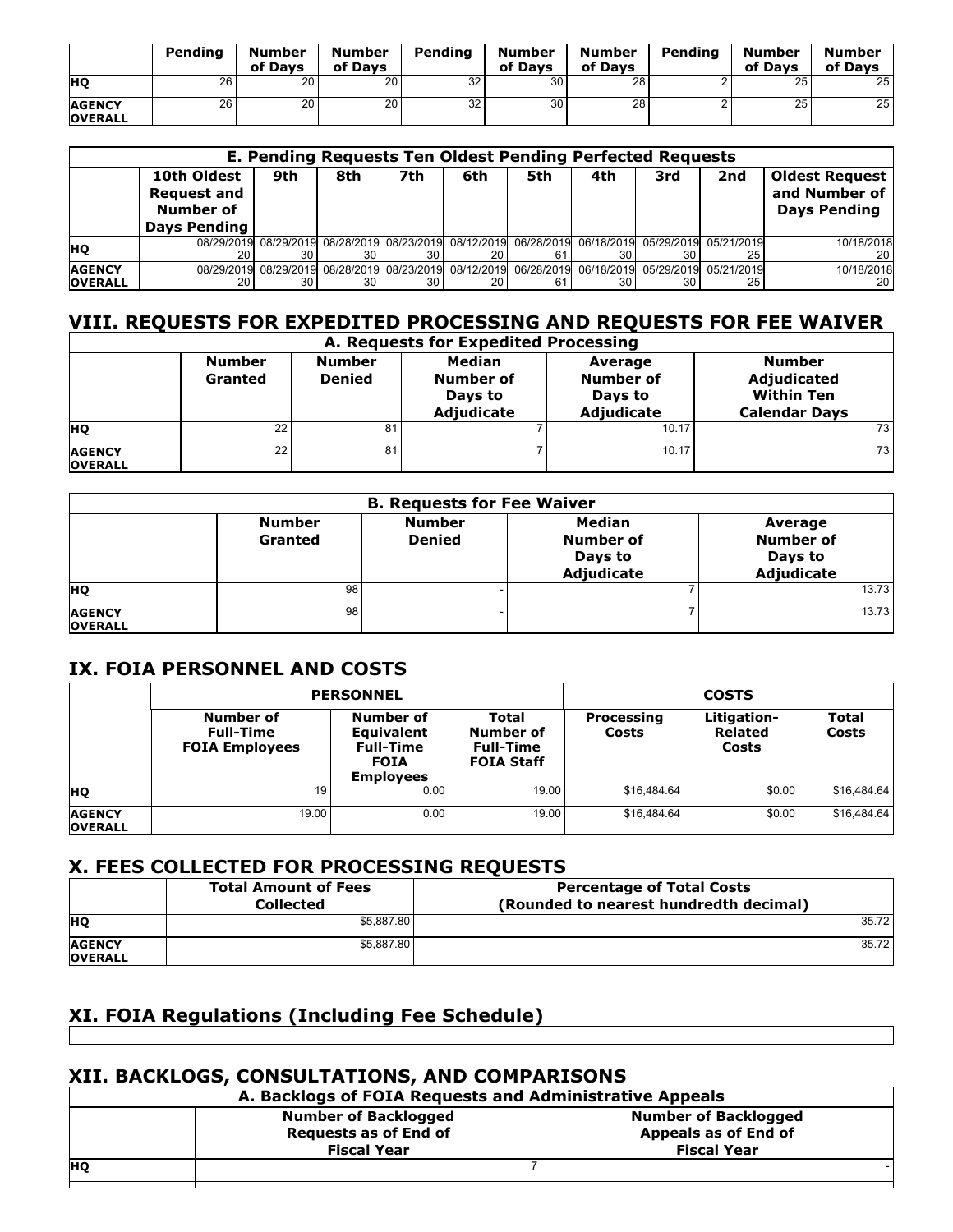| | Pending | Number of Days | Number of Days | Pending | Number of Days | Number of Days | Pending | Number of Days | Number of Days |
|---|---|---|---|---|---|---|---|---|---|
| HQ | 26 | 20 | 20 | 32 | 30 | 28 | 2 | 25 | 25 |
| AGENCY OVERALL | 26 | 20 | 20 | 32 | 30 | 28 | 2 | 25 | 25 |

| E. Pending Requests Ten Oldest Pending Perfected Requests | | | | | | | | | | |
|---|---|---|---|---|---|---|---|---|---|---|
| | 10th Oldest Request and Number of Days Pending | 9th | 8th | 7th | 6th | 5th | 4th | 3rd | 2nd | Oldest Request and Number of Days Pending |
| HQ | 08/29/2019 20 | 08/29/2019 30 | 08/28/2019 30 | 08/23/2019 30 | 08/12/2019 20 | 06/28/2019 61 | 06/18/2019 30 | 05/29/2019 30 | 05/21/2019 25 | 10/18/2018 20 |
| AGENCY OVERALL | 08/29/2019 20 | 08/29/2019 30 | 08/28/2019 30 | 08/23/2019 30 | 08/12/2019 20 | 06/28/2019 61 | 06/18/2019 30 | 05/29/2019 30 | 05/21/2019 25 | 10/18/2018 20 |

## VIII. REQUESTS FOR EXPEDITED PROCESSING AND REQUESTS FOR FEE WAIVER

| A. Requests for Expedited Processing | | | | | |
|---|---|---|---|---|---|
| | Number Granted | Number Denied | Median Number of Days to Adjudicate | Average Number of Days to Adjudicate | Number Adjudicated Within Ten Calendar Days |
| HQ | 22 | 81 | 7 | 10.17 | 73 |
| AGENCY OVERALL | 22 | 81 | 7 | 10.17 | 73 |

| B. Requests for Fee Waiver | | | | |
|---|---|---|---|---|
| | Number Granted | Number Denied | Median Number of Days to Adjudicate | Average Number of Days to Adjudicate |
| HQ | 98 | - | 7 | 13.73 |
| AGENCY OVERALL | 98 | - | 7 | 13.73 |

## IX. FOIA PERSONNEL AND COSTS

| | PERSONNEL | | | COSTS | | |
|---|---|---|---|---|---|---|
| | Number of Full-Time FOIA Employees | Number of Equivalent Full-Time FOIA Employees | Total Number of Full-Time FOIA Staff | Processing Costs | Litigation-Related Costs | Total Costs |
| HQ | 19 | 0.00 | 19.00 | $16,484.64 | $0.00 | $16,484.64 |
| AGENCY OVERALL | 19.00 | 0.00 | 19.00 | $16,484.64 | $0.00 | $16,484.64 |

## X. FEES COLLECTED FOR PROCESSING REQUESTS

| | Total Amount of Fees Collected | Percentage of Total Costs (Rounded to nearest hundredth decimal) |
|---|---|---|
| HQ | $5,887.80 | 35.72 |
| AGENCY OVERALL | $5,887.80 | 35.72 |

## XI. FOIA Regulations (Including Fee Schedule)

## XII. BACKLOGS, CONSULTATIONS, AND COMPARISONS

| A. Backlogs of FOIA Requests and Administrative Appeals | | |
|---|---|---|
| | Number of Backlogged Requests as of End of Fiscal Year | Number of Backlogged Appeals as of End of Fiscal Year |
| HQ | 7 | - |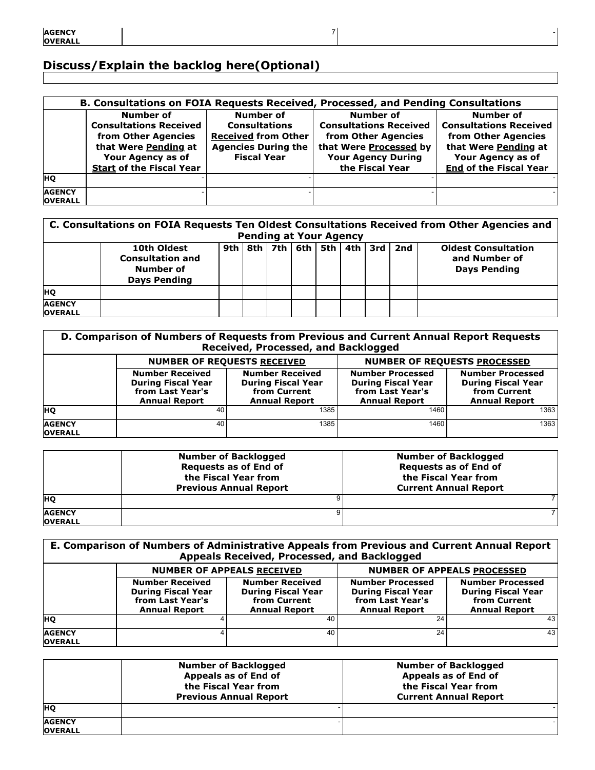| | | |
|---|---|---|
| **AGENCY OVERALL** | 7 | - |

## Discuss/Explain the backlog here(Optional)

| |
|---|
| |

| B. Consultations on FOIA Requests Received, Processed, and Pending Consultations | | | | |
|---|---|---|---|---|
| | **Number of Consultations Received from Other Agencies that Were Pending at Your Agency as of Start of the Fiscal Year** | **Number of Consultations Received from Other Agencies During the Fiscal Year** | **Number of Consultations Received from Other Agencies that Were Processed by Your Agency During the Fiscal Year** | **Number of Consultations Received from Other Agencies that Were Pending at Your Agency as of End of the Fiscal Year** |
| **HQ** | - | - | - | - |
| **AGENCY OVERALL** | - | - | - | - |

| C. Consultations on FOIA Requests Ten Oldest Consultations Received from Other Agencies and Pending at Your Agency | | | | | | | | | | |
|---|---|---|---|---|---|---|---|---|---|---|
| | **10th Oldest Consultation and Number of Days Pending** | **9th** | **8th** | **7th** | **6th** | **5th** | **4th** | **3rd** | **2nd** | **Oldest Consultation and Number of Days Pending** |
| **HQ** | | | | | | | | | | |
| **AGENCY OVERALL** | | | | | | | | | | |

| D. Comparison of Numbers of Requests from Previous and Current Annual Report Requests Received, Processed, and Backlogged | | | | |
|---|---|---|---|---|
| | **NUMBER OF REQUESTS RECEIVED** | | **NUMBER OF REQUESTS PROCESSED** | |
| | **Number Received During Fiscal Year from Last Year's Annual Report** | **Number Received During Fiscal Year from Current Annual Report** | **Number Processed During Fiscal Year from Last Year's Annual Report** | **Number Processed During Fiscal Year from Current Annual Report** |
| **HQ** | 40 | 1385 | 1460 | 1363 |
| **AGENCY OVERALL** | 40 | 1385 | 1460 | 1363 |

| | **Number of Backlogged Requests as of End of the Fiscal Year from Previous Annual Report** | **Number of Backlogged Requests as of End of the Fiscal Year from Current Annual Report** |
|---|---|---|
| **HQ** | 9 | 7 |
| **AGENCY OVERALL** | 9 | 7 |

| E. Comparison of Numbers of Administrative Appeals from Previous and Current Annual Report Appeals Received, Processed, and Backlogged | | | | |
|---|---|---|---|---|
| | **NUMBER OF APPEALS RECEIVED** | | **NUMBER OF APPEALS PROCESSED** | |
| | **Number Received During Fiscal Year from Last Year's Annual Report** | **Number Received During Fiscal Year from Current Annual Report** | **Number Processed During Fiscal Year from Last Year's Annual Report** | **Number Processed During Fiscal Year from Current Annual Report** |
| **HQ** | 4 | 40 | 24 | 43 |
| **AGENCY OVERALL** | 4 | 40 | 24 | 43 |

| | **Number of Backlogged Appeals as of End of the Fiscal Year from Previous Annual Report** | **Number of Backlogged Appeals as of End of the Fiscal Year from Current Annual Report** |
|---|---|---|
| **HQ** | - | - |
| **AGENCY OVERALL** | - | - |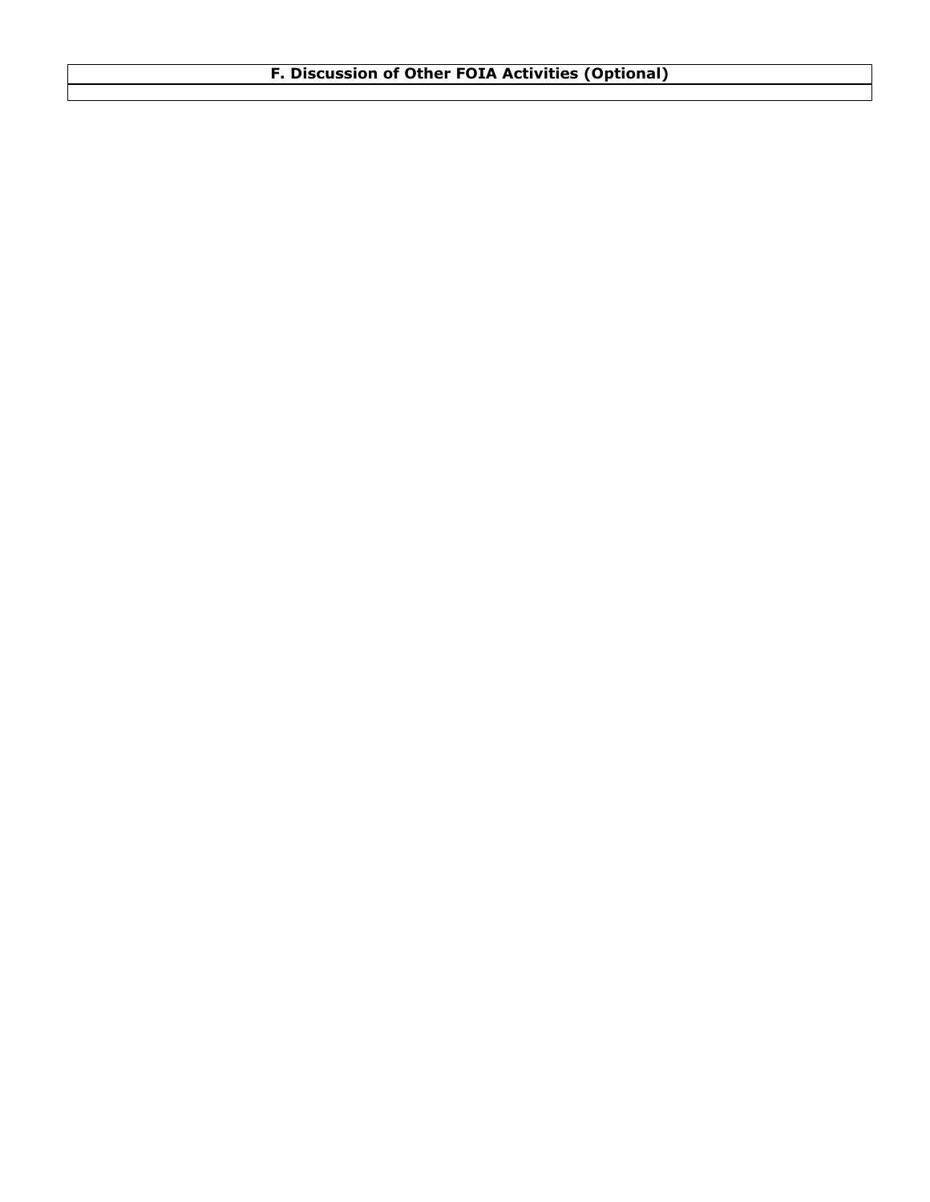| F. Discussion of Other FOIA Activities (Optional) |
| --- |
| |